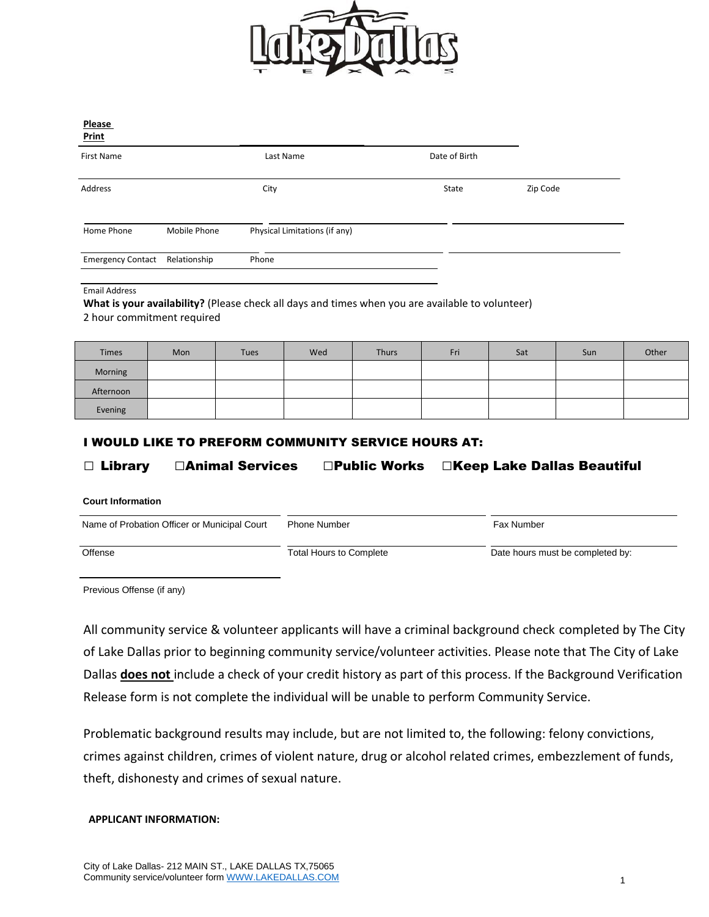**Please Print**

First Name | Last Name | Date of Birth

Address | City | State | Zip Code

Home Phone | Mobile Phone | Physical Limitations (if any)

Emergency Contact | Relationship | Phone

Email Address

**What is your availability?** (Please check all days and times when you are available to volunteer)
2 hour commitment required

| Times | Mon | Tues | Wed | Thurs | Fri | Sat | Sun | Other |
|---|---|---|---|---|---|---|---|---|
| Morning | | | | | | | | |
| Afternoon | | | | | | | | |
| Evening | | | | | | | | |

## I WOULD LIKE TO PREFORM COMMUNITY SERVICE HOURS AT:

☐ **Library** ☐**Animal Services** ☐**Public Works** ☐**Keep Lake Dallas Beautiful**

**Court Information**

Name of Probation Officer or Municipal Court | Phone Number | Fax Number

Offense | Total Hours to Complete | Date hours must be completed by:

Previous Offense (if any)

All community service & volunteer applicants will have a criminal background check completed by The City of Lake Dallas prior to beginning community service/volunteer activities. Please note that The City of Lake Dallas **does not** include a check of your credit history as part of this process. If the Background Verification Release form is not complete the individual will be unable to perform Community Service.

Problematic background results may include, but are not limited to, the following: felony convictions, crimes against children, crimes of violent nature, drug or alcohol related crimes, embezzlement of funds, theft, dishonesty and crimes of sexual nature.

**APPLICANT INFORMATION:**

City of Lake Dallas- 212 MAIN ST., LAKE DALLAS TX,75065
Community service/volunteer form WWW.LAKEDALLAS.COM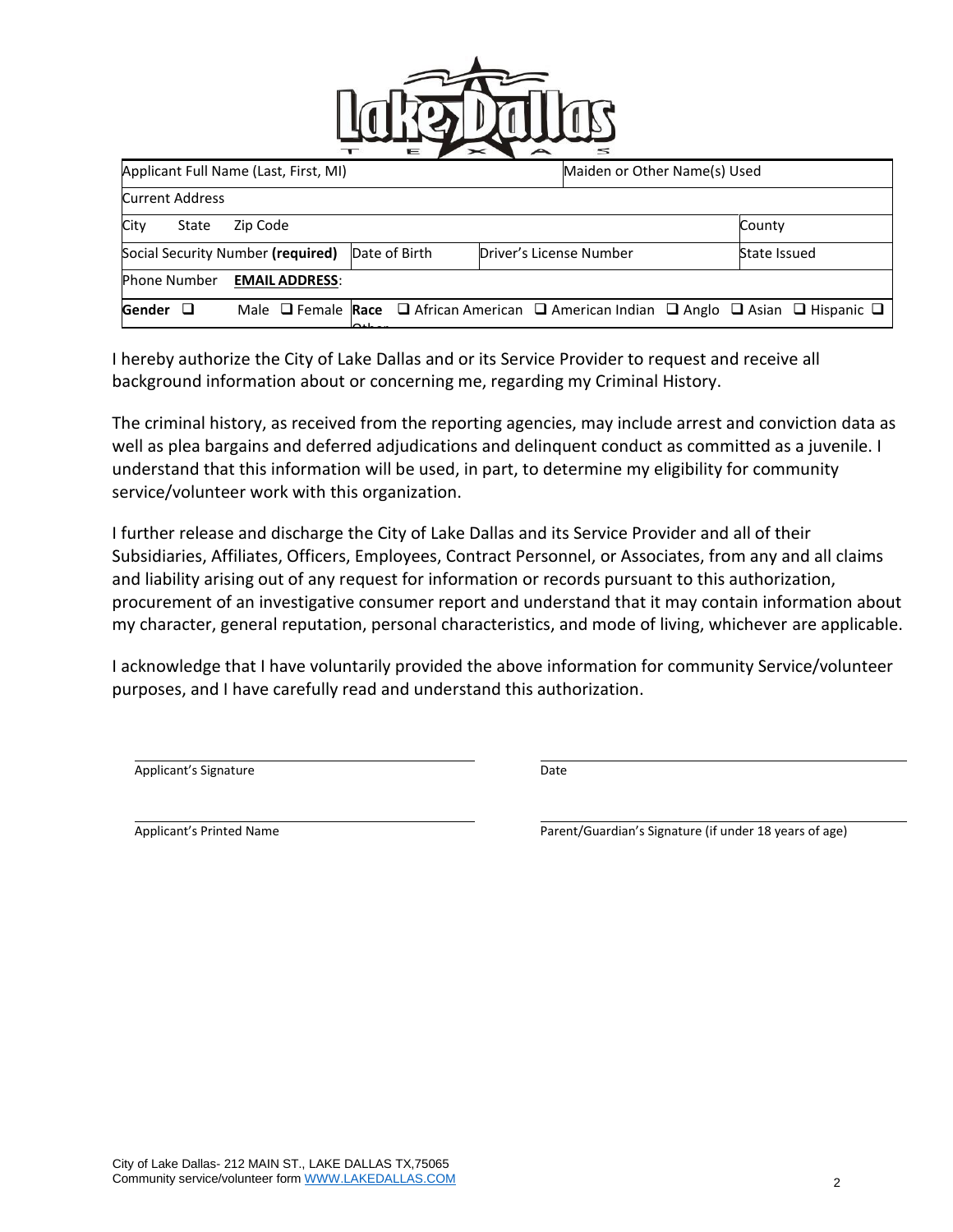| Applicant Full Name (Last, First, MI) | | | Maiden or Other Name(s) Used | |
|---|---|---|---|---|
| Current Address | | | | |
| City State Zip Code | | | | County |
| Social Security Number **(required)** | Date of Birth | Driver's License Number | | State Issued |
| Phone Number **EMAIL ADDRESS**: | | | | |
| **Gender** ❑ Male ❑ Female | **Race** ❑ African American ❑ American Indian ❑ Anglo ❑ Asian ❑ Hispanic ❑ Other | | | |

I hereby authorize the City of Lake Dallas and or its Service Provider to request and receive all background information about or concerning me, regarding my Criminal History.

The criminal history, as received from the reporting agencies, may include arrest and conviction data as well as plea bargains and deferred adjudications and delinquent conduct as committed as a juvenile. I understand that this information will be used, in part, to determine my eligibility for community service/volunteer work with this organization.

I further release and discharge the City of Lake Dallas and its Service Provider and all of their Subsidiaries, Affiliates, Officers, Employees, Contract Personnel, or Associates, from any and all claims and liability arising out of any request for information or records pursuant to this authorization, procurement of an investigative consumer report and understand that it may contain information about my character, general reputation, personal characteristics, and mode of living, whichever are applicable.

I acknowledge that I have voluntarily provided the above information for community Service/volunteer purposes, and I have carefully read and understand this authorization.

\_\_\_\_\_\_\_\_\_\_\_\_\_\_\_\_\_\_\_\_\_\_\_\_\_\_\_\_\_\_\_\_
Applicant's Signature

\_\_\_\_\_\_\_\_\_\_\_\_\_\_\_\_\_\_\_\_\_\_\_\_\_\_\_\_\_\_\_\_
Date

\_\_\_\_\_\_\_\_\_\_\_\_\_\_\_\_\_\_\_\_\_\_\_\_\_\_\_\_\_\_\_\_
Applicant's Printed Name

\_\_\_\_\_\_\_\_\_\_\_\_\_\_\_\_\_\_\_\_\_\_\_\_\_\_\_\_\_\_\_\_
Parent/Guardian's Signature (if under 18 years of age)

City of Lake Dallas- 212 MAIN ST., LAKE DALLAS TX,75065
Community service/volunteer form WWW.LAKEDALLAS.COM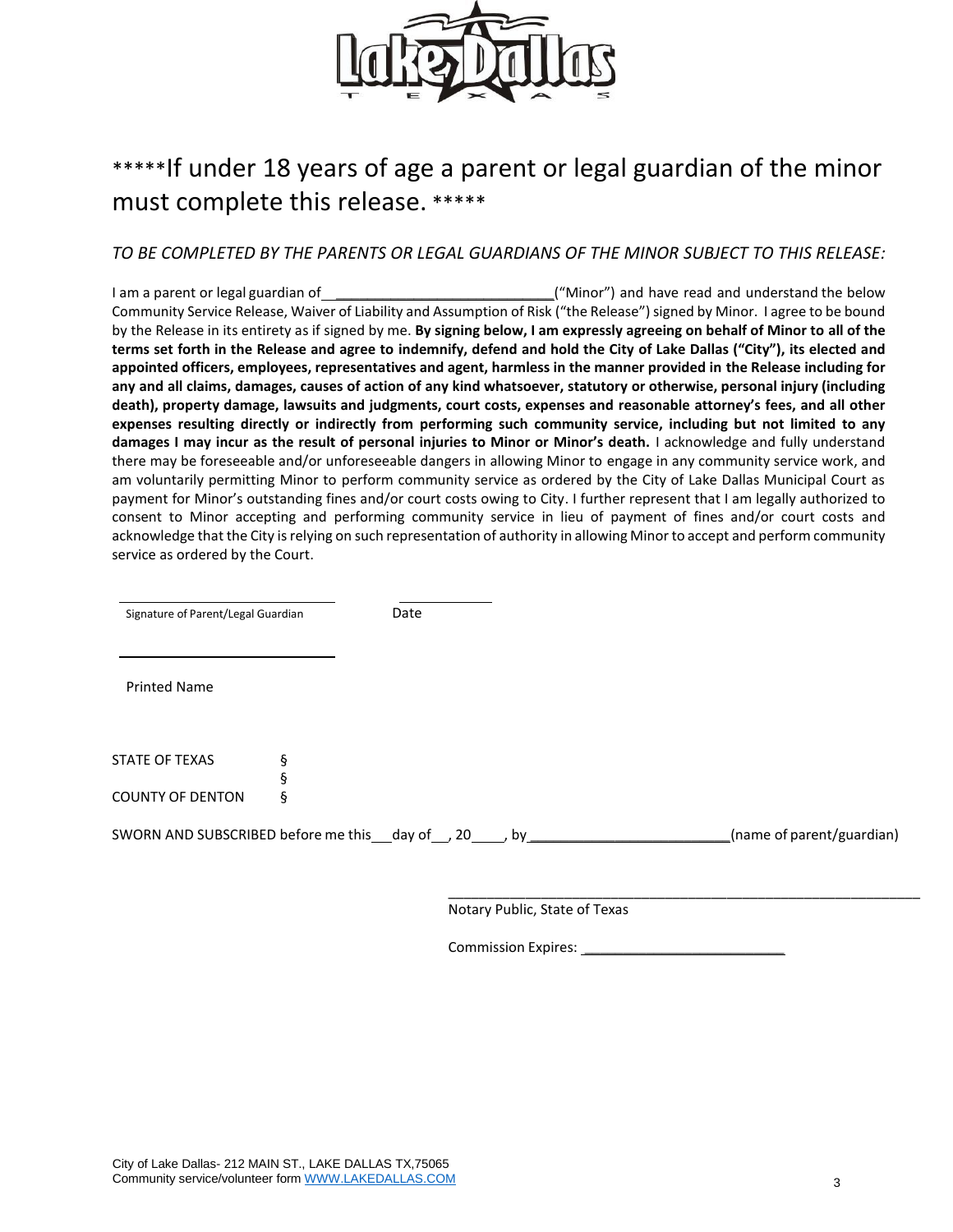\*\*\*\*\*If under 18 years of age a parent or legal guardian of the minor must complete this release. \*\*\*\*\*

*TO BE COMPLETED BY THE PARENTS OR LEGAL GUARDIANS OF THE MINOR SUBJECT TO THIS RELEASE:*

I am a parent or legal guardian of ____________________________("Minor") and have read and understand the below Community Service Release, Waiver of Liability and Assumption of Risk ("the Release") signed by Minor. I agree to be bound by the Release in its entirety as if signed by me. **By signing below, I am expressly agreeing on behalf of Minor to all of the terms set forth in the Release and agree to indemnify, defend and hold the City of Lake Dallas ("City"), its elected and appointed officers, employees, representatives and agent, harmless in the manner provided in the Release including for any and all claims, damages, causes of action of any kind whatsoever, statutory or otherwise, personal injury (including death), property damage, lawsuits and judgments, court costs, expenses and reasonable attorney's fees, and all other expenses resulting directly or indirectly from performing such community service, including but not limited to any damages I may incur as the result of personal injuries to Minor or Minor's death.** I acknowledge and fully understand there may be foreseeable and/or unforeseeable dangers in allowing Minor to engage in any community service work, and am voluntarily permitting Minor to perform community service as ordered by the City of Lake Dallas Municipal Court as payment for Minor's outstanding fines and/or court costs owing to City. I further represent that I am legally authorized to consent to Minor accepting and performing community service in lieu of payment of fines and/or court costs and acknowledge that the City is relying on such representation of authority in allowing Minor to accept and perform community service as ordered by the Court.

______________________________ ____________
Signature of Parent/Legal Guardian Date

______________________________
Printed Name

STATE OF TEXAS §
§
COUNTY OF DENTON §

SWORN AND SUBSCRIBED before me this___day of__, 20____, by__________________________(name of parent/guardian)

_______________________________________________
Notary Public, State of Texas

Commission Expires: __________________________

City of Lake Dallas- 212 MAIN ST., LAKE DALLAS TX,75065
Community service/volunteer form WWW.LAKEDALLAS.COM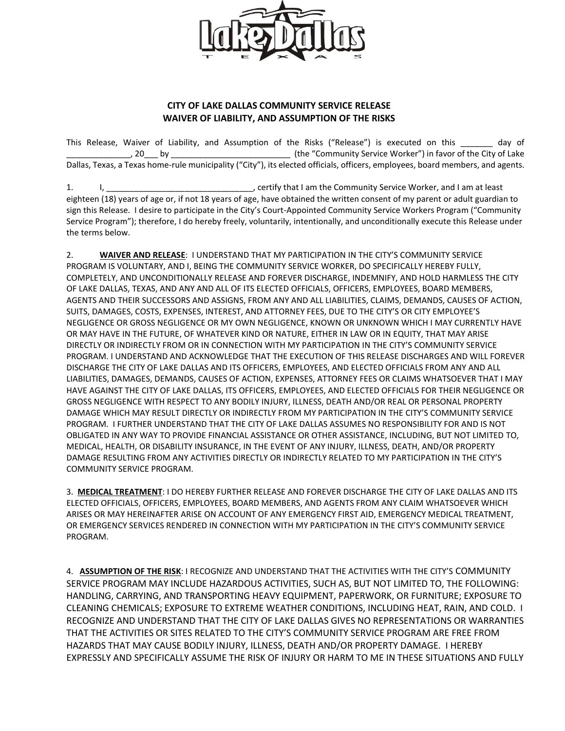**Lake Dallas**
T E X A S

**CITY OF LAKE DALLAS COMMUNITY SERVICE RELEASE**
**WAIVER OF LIABILITY, AND ASSUMPTION OF THE RISKS**

This Release, Waiver of Liability, and Assumption of the Risks ("Release") is executed on this _______ day of ______________, 20___ by __________________________ (the "Community Service Worker") in favor of the City of Lake Dallas, Texas, a Texas home-rule municipality ("City"), its elected officials, officers, employees, board members, and agents.

1. I, ________________________________, certify that I am the Community Service Worker, and I am at least eighteen (18) years of age or, if not 18 years of age, have obtained the written consent of my parent or adult guardian to sign this Release. I desire to participate in the City's Court-Appointed Community Service Workers Program ("Community Service Program"); therefore, I do hereby freely, voluntarily, intentionally, and unconditionally execute this Release under the terms below.

2. **<u>WAIVER AND RELEASE</u>**: I UNDERSTAND THAT MY PARTICIPATION IN THE CITY'S COMMUNITY SERVICE PROGRAM IS VOLUNTARY, AND I, BEING THE COMMUNITY SERVICE WORKER, DO SPECIFICALLY HEREBY FULLY, COMPLETELY, AND UNCONDITIONALLY RELEASE AND FOREVER DISCHARGE, INDEMNIFY, AND HOLD HARMLESS THE CITY OF LAKE DALLAS, TEXAS, AND ANY AND ALL OF ITS ELECTED OFFICIALS, OFFICERS, EMPLOYEES, BOARD MEMBERS, AGENTS AND THEIR SUCCESSORS AND ASSIGNS, FROM ANY AND ALL LIABILITIES, CLAIMS, DEMANDS, CAUSES OF ACTION, SUITS, DAMAGES, COSTS, EXPENSES, INTEREST, AND ATTORNEY FEES, DUE TO THE CITY'S OR CITY EMPLOYEE'S NEGLIGENCE OR GROSS NEGLIGENCE OR MY OWN NEGLIGENCE, KNOWN OR UNKNOWN WHICH I MAY CURRENTLY HAVE OR MAY HAVE IN THE FUTURE, OF WHATEVER KIND OR NATURE, EITHER IN LAW OR IN EQUITY, THAT MAY ARISE DIRECTLY OR INDIRECTLY FROM OR IN CONNECTION WITH MY PARTICIPATION IN THE CITY'S COMMUNITY SERVICE PROGRAM. I UNDERSTAND AND ACKNOWLEDGE THAT THE EXECUTION OF THIS RELEASE DISCHARGES AND WILL FOREVER DISCHARGE THE CITY OF LAKE DALLAS AND ITS OFFICERS, EMPLOYEES, AND ELECTED OFFICIALS FROM ANY AND ALL LIABILITIES, DAMAGES, DEMANDS, CAUSES OF ACTION, EXPENSES, ATTORNEY FEES OR CLAIMS WHATSOEVER THAT I MAY HAVE AGAINST THE CITY OF LAKE DALLAS, ITS OFFICERS, EMPLOYEES, AND ELECTED OFFICIALS FOR THEIR NEGLIGENCE OR GROSS NEGLIGENCE WITH RESPECT TO ANY BODILY INJURY, ILLNESS, DEATH AND/OR REAL OR PERSONAL PROPERTY DAMAGE WHICH MAY RESULT DIRECTLY OR INDIRECTLY FROM MY PARTICIPATION IN THE CITY'S COMMUNITY SERVICE PROGRAM. I FURTHER UNDERSTAND THAT THE CITY OF LAKE DALLAS ASSUMES NO RESPONSIBILITY FOR AND IS NOT OBLIGATED IN ANY WAY TO PROVIDE FINANCIAL ASSISTANCE OR OTHER ASSISTANCE, INCLUDING, BUT NOT LIMITED TO, MEDICAL, HEALTH, OR DISABILITY INSURANCE, IN THE EVENT OF ANY INJURY, ILLNESS, DEATH, AND/OR PROPERTY DAMAGE RESULTING FROM ANY ACTIVITIES DIRECTLY OR INDIRECTLY RELATED TO MY PARTICIPATION IN THE CITY'S COMMUNITY SERVICE PROGRAM.

3. **<u>MEDICAL TREATMENT</u>**: I DO HEREBY FURTHER RELEASE AND FOREVER DISCHARGE THE CITY OF LAKE DALLAS AND ITS ELECTED OFFICIALS, OFFICERS, EMPLOYEES, BOARD MEMBERS, AND AGENTS FROM ANY CLAIM WHATSOEVER WHICH ARISES OR MAY HEREINAFTER ARISE ON ACCOUNT OF ANY EMERGENCY FIRST AID, EMERGENCY MEDICAL TREATMENT, OR EMERGENCY SERVICES RENDERED IN CONNECTION WITH MY PARTICIPATION IN THE CITY'S COMMUNITY SERVICE PROGRAM.

4. **<u>ASSUMPTION OF THE RISK</u>**: I RECOGNIZE AND UNDERSTAND THAT THE ACTIVITIES WITH THE CITY'S COMMUNITY SERVICE PROGRAM MAY INCLUDE HAZARDOUS ACTIVITIES, SUCH AS, BUT NOT LIMITED TO, THE FOLLOWING: HANDLING, CARRYING, AND TRANSPORTING HEAVY EQUIPMENT, PAPERWORK, OR FURNITURE; EXPOSURE TO CLEANING CHEMICALS; EXPOSURE TO EXTREME WEATHER CONDITIONS, INCLUDING HEAT, RAIN, AND COLD. I RECOGNIZE AND UNDERSTAND THAT THE CITY OF LAKE DALLAS GIVES NO REPRESENTATIONS OR WARRANTIES THAT THE ACTIVITIES OR SITES RELATED TO THE CITY'S COMMUNITY SERVICE PROGRAM ARE FREE FROM HAZARDS THAT MAY CAUSE BODILY INJURY, ILLNESS, DEATH AND/OR PROPERTY DAMAGE. I HEREBY EXPRESSLY AND SPECIFICALLY ASSUME THE RISK OF INJURY OR HARM TO ME IN THESE SITUATIONS AND FULLY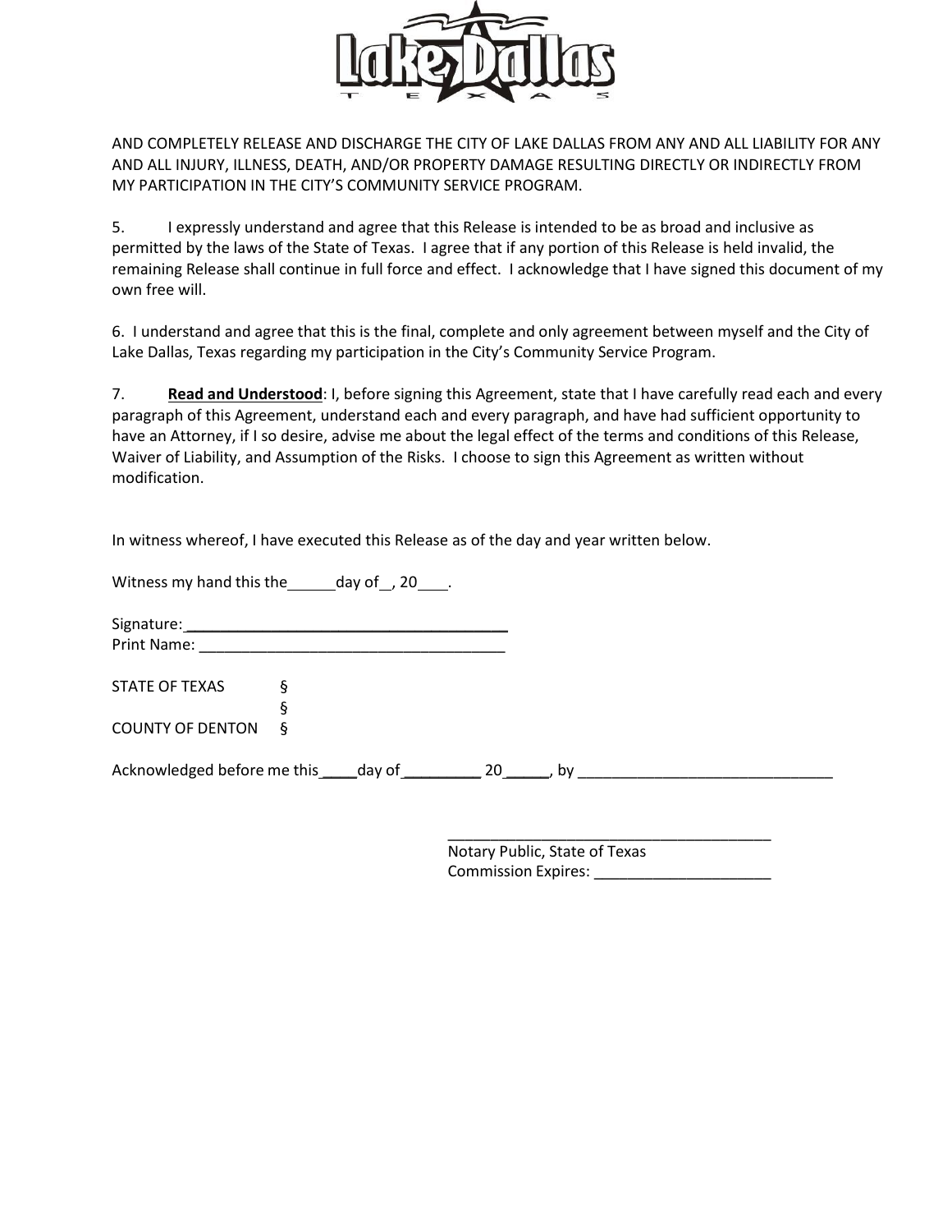AND COMPLETELY RELEASE AND DISCHARGE THE CITY OF LAKE DALLAS FROM ANY AND ALL LIABILITY FOR ANY AND ALL INJURY, ILLNESS, DEATH, AND/OR PROPERTY DAMAGE RESULTING DIRECTLY OR INDIRECTLY FROM MY PARTICIPATION IN THE CITY'S COMMUNITY SERVICE PROGRAM.

5. I expressly understand and agree that this Release is intended to be as broad and inclusive as permitted by the laws of the State of Texas. I agree that if any portion of this Release is held invalid, the remaining Release shall continue in full force and effect. I acknowledge that I have signed this document of my own free will.

6. I understand and agree that this is the final, complete and only agreement between myself and the City of Lake Dallas, Texas regarding my participation in the City's Community Service Program.

7. **Read and Understood**: I, before signing this Agreement, state that I have carefully read each and every paragraph of this Agreement, understand each and every paragraph, and have had sufficient opportunity to have an Attorney, if I so desire, advise me about the legal effect of the terms and conditions of this Release, Waiver of Liability, and Assumption of the Risks. I choose to sign this Agreement as written without modification.

In witness whereof, I have executed this Release as of the day and year written below.

Witness my hand this the\_\_\_\_\_\_day of\_\_, 20\_\_\_\_.

Signature: \_\_\_\_\_\_\_\_\_\_\_\_\_\_\_\_\_\_\_\_\_\_\_\_\_\_\_\_\_\_\_\_\_\_\_\_\_\_
Print Name: \_\_\_\_\_\_\_\_\_\_\_\_\_\_\_\_\_\_\_\_\_\_\_\_\_\_\_\_\_\_\_\_\_\_\_\_

STATE OF TEXAS §
§
COUNTY OF DENTON §

Acknowledged before me this\_\_\_\_\_day of\_\_\_\_\_\_\_\_\_\_ 20\_\_\_\_\_\_, by \_\_\_\_\_\_\_\_\_\_\_\_\_\_\_\_\_\_\_\_\_\_\_\_\_\_\_\_\_\_\_\_

\_\_\_\_\_\_\_\_\_\_\_\_\_\_\_\_\_\_\_\_\_\_\_\_\_\_\_\_\_\_\_\_\_\_\_\_\_\_\_\_
Notary Public, State of Texas
Commission Expires: \_\_\_\_\_\_\_\_\_\_\_\_\_\_\_\_\_\_\_\_\_\_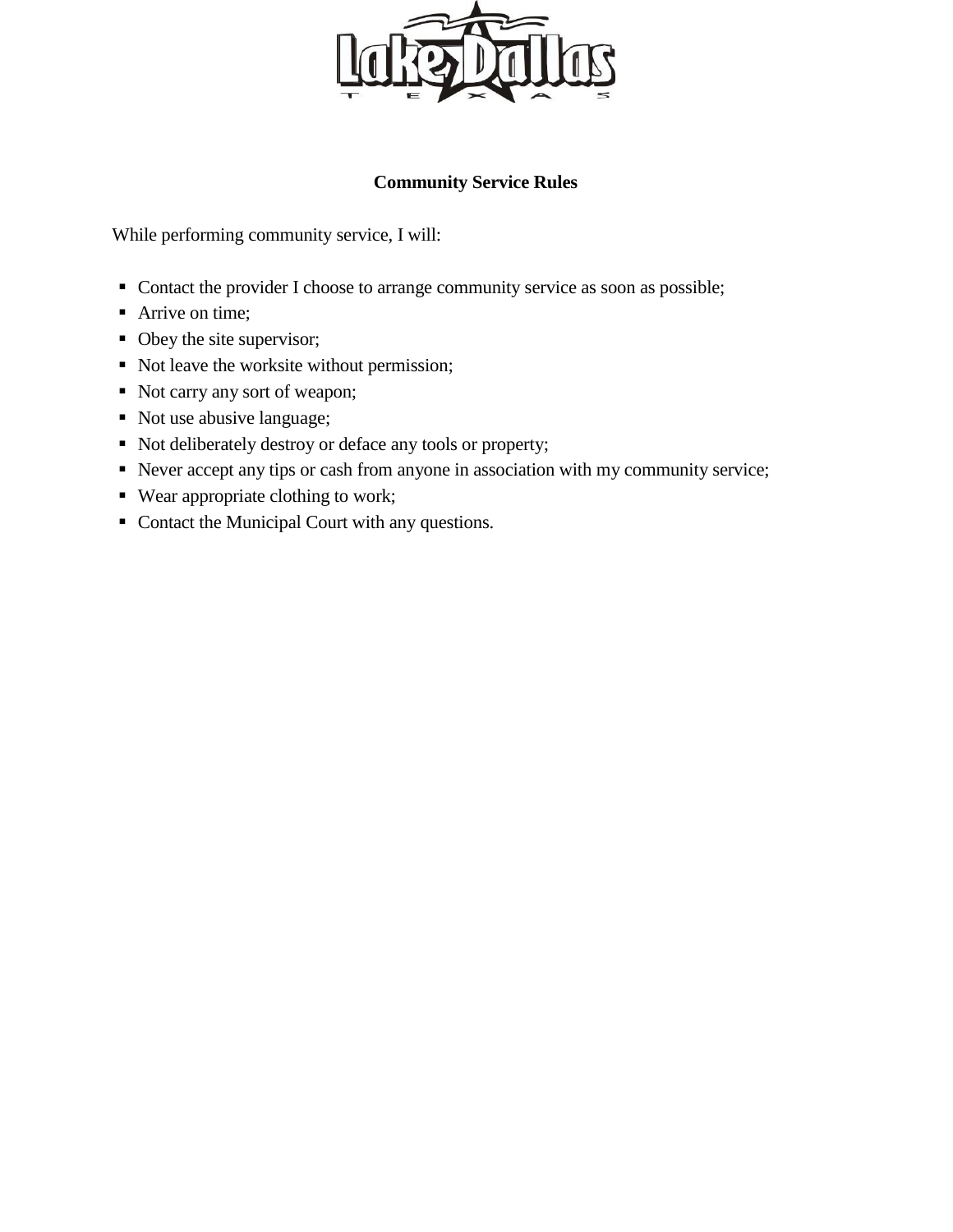**Community Service Rules**

While performing community service, I will:

- Contact the provider I choose to arrange community service as soon as possible;
- Arrive on time;
- Obey the site supervisor;
- Not leave the worksite without permission;
- Not carry any sort of weapon;
- Not use abusive language;
- Not deliberately destroy or deface any tools or property;
- Never accept any tips or cash from anyone in association with my community service;
- Wear appropriate clothing to work;
- Contact the Municipal Court with any questions.